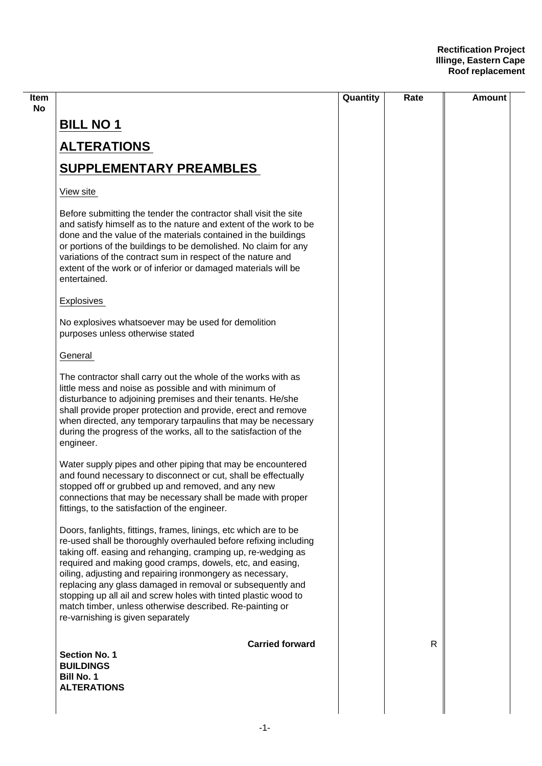| Item No | | Quantity | Rate | Amount |
|---|---|---|---|---|
| | **BILL NO 1** | | | |
| | **ALTERATIONS** | | | |
| | **SUPPLEMENTARY PREAMBLES** | | | |
| | View site | | | |
| | Before submitting the tender the contractor shall visit the site and satisfy himself as to the nature and extent of the work to be done and the value of the materials contained in the buildings or portions of the buildings to be demolished. No claim for any variations of the contract sum in respect of the nature and extent of the work or of inferior or damaged materials will be entertained. | | | |
| | Explosives | | | |
| | No explosives whatsoever may be used for demolition purposes unless otherwise stated | | | |
| | General | | | |
| | The contractor shall carry out the whole of the works with as little mess and noise as possible and with minimum of disturbance to adjoining premises and their tenants. He/she shall provide proper protection and provide, erect and remove when directed, any temporary tarpaulins that may be necessary during the progress of the works, all to the satisfaction of the engineer. | | | |
| | Water supply pipes and other piping that may be encountered and found necessary to disconnect or cut, shall be effectually stopped off or grubbed up and removed, and any new connections that may be necessary shall be made with proper fittings, to the satisfaction of the engineer. | | | |
| | Doors, fanlights, fittings, frames, linings, etc which are to be re-used shall be thoroughly overhauled before refixing including taking off. easing and rehanging, cramping up, re-wedging as required and making good cramps, dowels, etc, and easing, oiling, adjusting and repairing ironmongery as necessary, replacing any glass damaged in removal or subsequently and stopping up all ail and screw holes with tinted plastic wood to match timber, unless otherwise described. Re-painting or re-varnishing is given separately | | | |
| | **Carried forward** | | R | |

**Section No. 1**
**BUILDINGS**
**Bill No. 1**
**ALTERATIONS**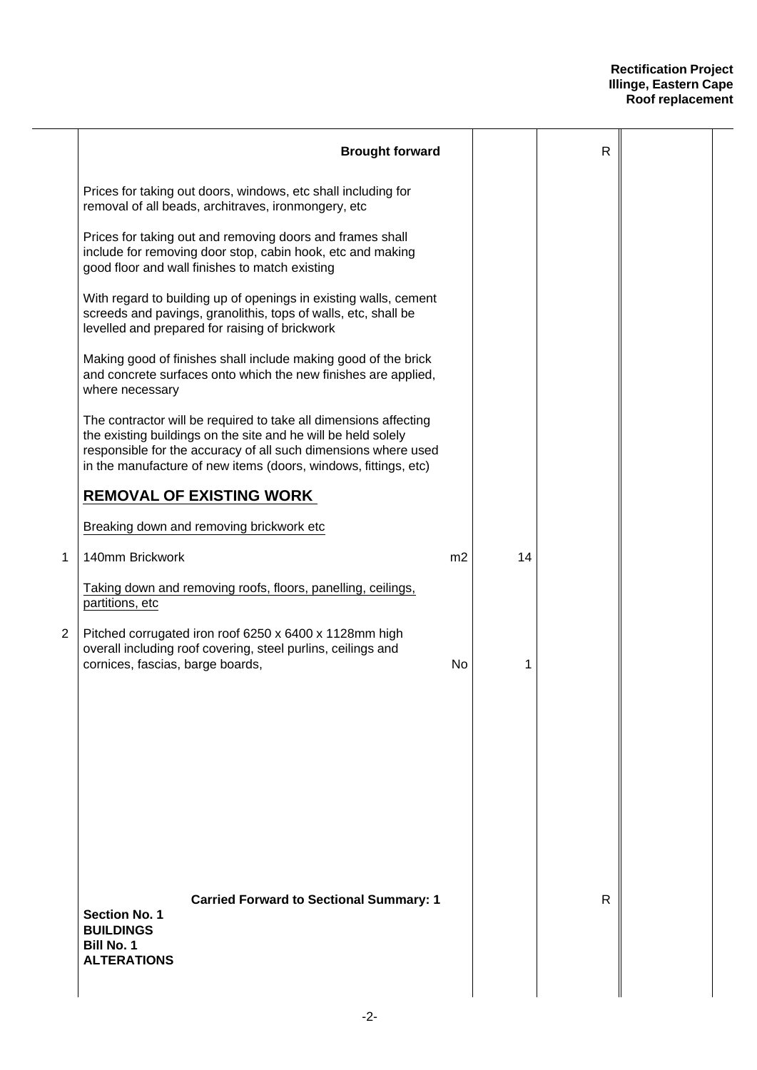| Item | Description | Unit | Qty | Rate | Amount |
|---|---|---|---|---|---|
| | **Brought forward** | | | R | |
| | Prices for taking out doors, windows, etc shall including for removal of all beads, architraves, ironmongery, etc | | | | |
| | Prices for taking out and removing doors and frames shall include for removing door stop, cabin hook, etc and making good floor and wall finishes to match existing | | | | |
| | With regard to building up of openings in existing walls, cement screeds and pavings, granolithis, tops of walls, etc, shall be levelled and prepared for raising of brickwork | | | | |
| | Making good of finishes shall include making good of the brick and concrete surfaces onto which the new finishes are applied, where necessary | | | | |
| | The contractor will be required to take all dimensions affecting the existing buildings on the site and he will be held solely responsible for the accuracy of all such dimensions where used in the manufacture of new items (doors, windows, fittings, etc) | | | | |
| | **REMOVAL OF EXISTING WORK** | | | | |
| | Breaking down and removing brickwork etc | | | | |
| 1 | 140mm Brickwork | m2 | 14 | | |
| | Taking down and removing roofs, floors, panelling, ceilings, partitions, etc | | | | |
| 2 | Pitched corrugated iron roof 6250 x 6400 x 1128mm high overall including roof covering, steel purlins, ceilings and cornices, fascias, barge boards, | No | 1 | | |
| | **Carried Forward to Sectional Summary: 1** | | | R | |

**Section No. 1**
**BUILDINGS**
**Bill No. 1**
**ALTERATIONS**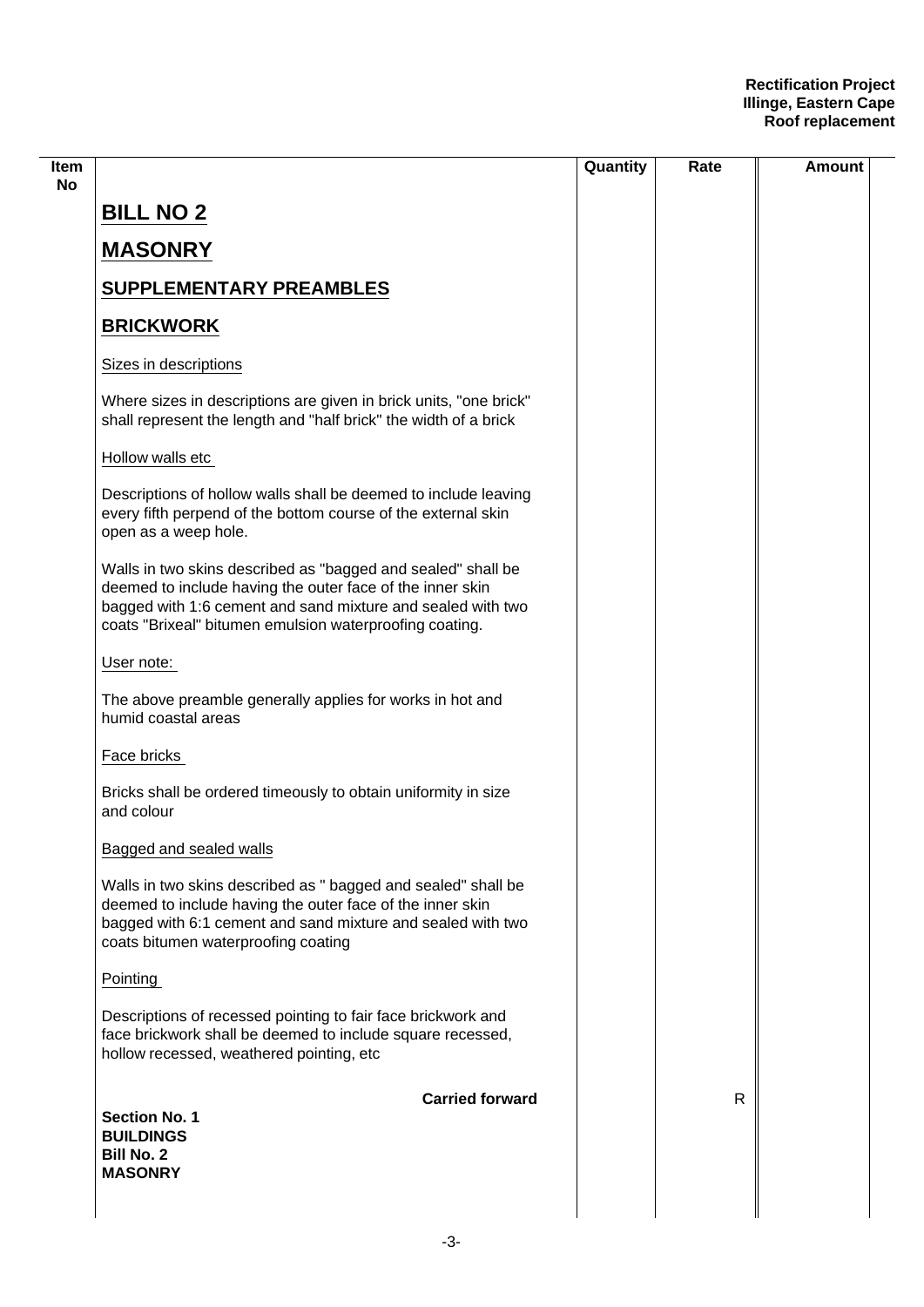| Item No | | Quantity | Rate | Amount |
|---|---|---|---|---|
| | **BILL NO 2** | | | |
| | **MASONRY** | | | |
| | **SUPPLEMENTARY PREAMBLES** | | | |
| | **BRICKWORK** | | | |
| | Sizes in descriptions | | | |
| | Where sizes in descriptions are given in brick units, "one brick" shall represent the length and "half brick" the width of a brick | | | |
| | Hollow walls etc | | | |
| | Descriptions of hollow walls shall be deemed to include leaving every fifth perpend of the bottom course of the external skin open as a weep hole. | | | |
| | Walls in two skins described as "bagged and sealed" shall be deemed to include having the outer face of the inner skin bagged with 1:6 cement and sand mixture and sealed with two coats "Brixeal" bitumen emulsion waterproofing coating. | | | |
| | User note: | | | |
| | The above preamble generally applies for works in hot and humid coastal areas | | | |
| | Face bricks | | | |
| | Bricks shall be ordered timeously to obtain uniformity in size and colour | | | |
| | Bagged and sealed walls | | | |
| | Walls in two skins described as " bagged and sealed" shall be deemed to include having the outer face of the inner skin bagged with 6:1 cement and sand mixture and sealed with two coats bitumen waterproofing coating | | | |
| | Pointing | | | |
| | Descriptions of recessed pointing to fair face brickwork and face brickwork shall be deemed to include square recessed, hollow recessed, weathered pointing, etc | | | |
| | **Carried forward** | | R | |

**Section No. 1**
**BUILDINGS**
**Bill No. 2**
**MASONRY**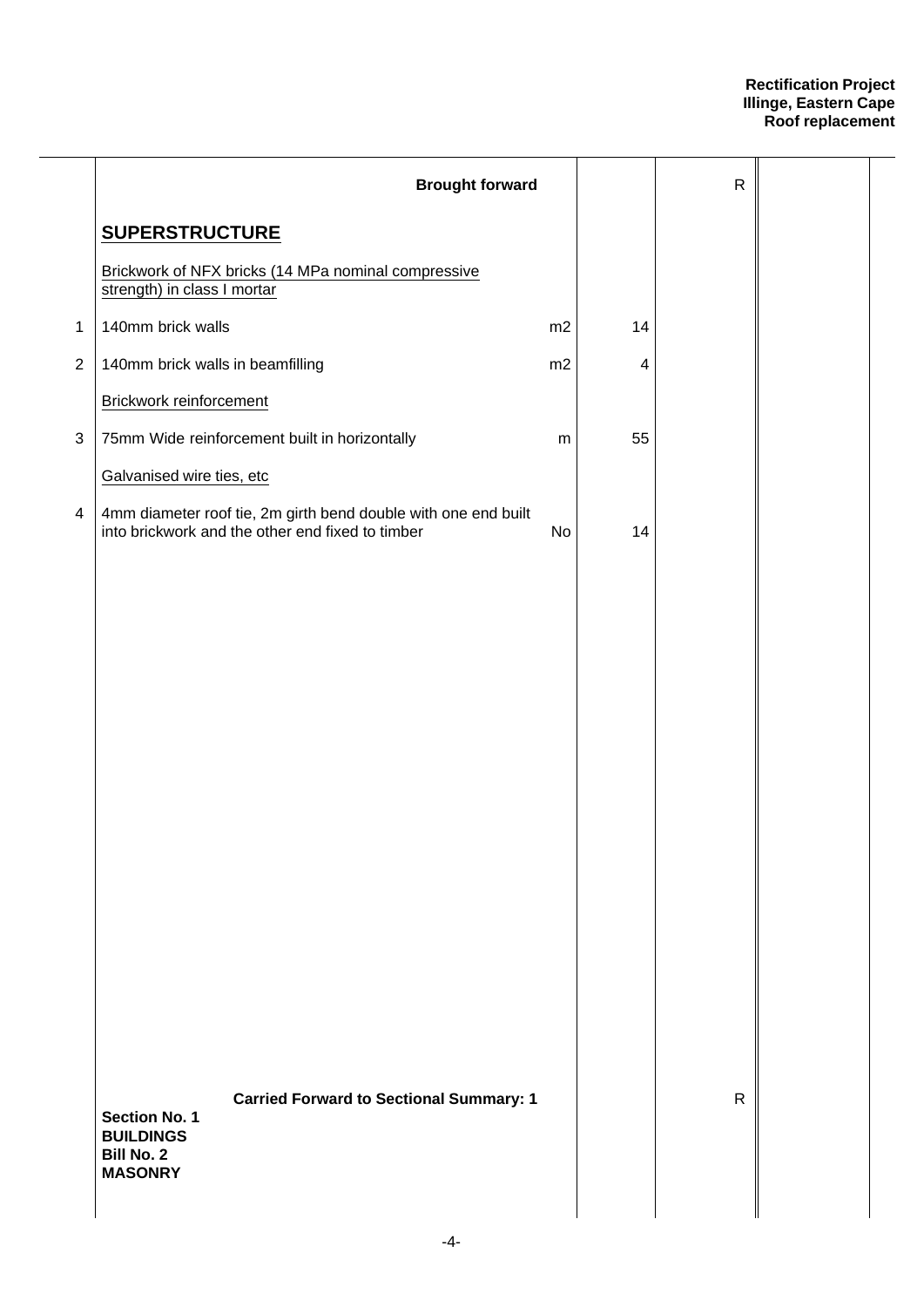| | Description | Unit | Qty | Rate | Amount |
|---|---|---|---|---|---|
| | **Brought forward** | | | R | |
| | **SUPERSTRUCTURE** | | | | |
| | Brickwork of NFX bricks (14 MPa nominal compressive strength) in class I mortar | | | | |
| 1 | 140mm brick walls | m2 | 14 | | |
| 2 | 140mm brick walls in beamfilling | m2 | 4 | | |
| | Brickwork reinforcement | | | | |
| 3 | 75mm Wide reinforcement built in horizontally | m | 55 | | |
| | Galvanised wire ties, etc | | | | |
| 4 | 4mm diameter roof tie, 2m girth bend double with one end built into brickwork and the other end fixed to timber | No | 14 | | |
| | **Carried Forward to Sectional Summary: 1** | | | R | |

**Section No. 1**
**BUILDINGS**
**Bill No. 2**
**MASONRY**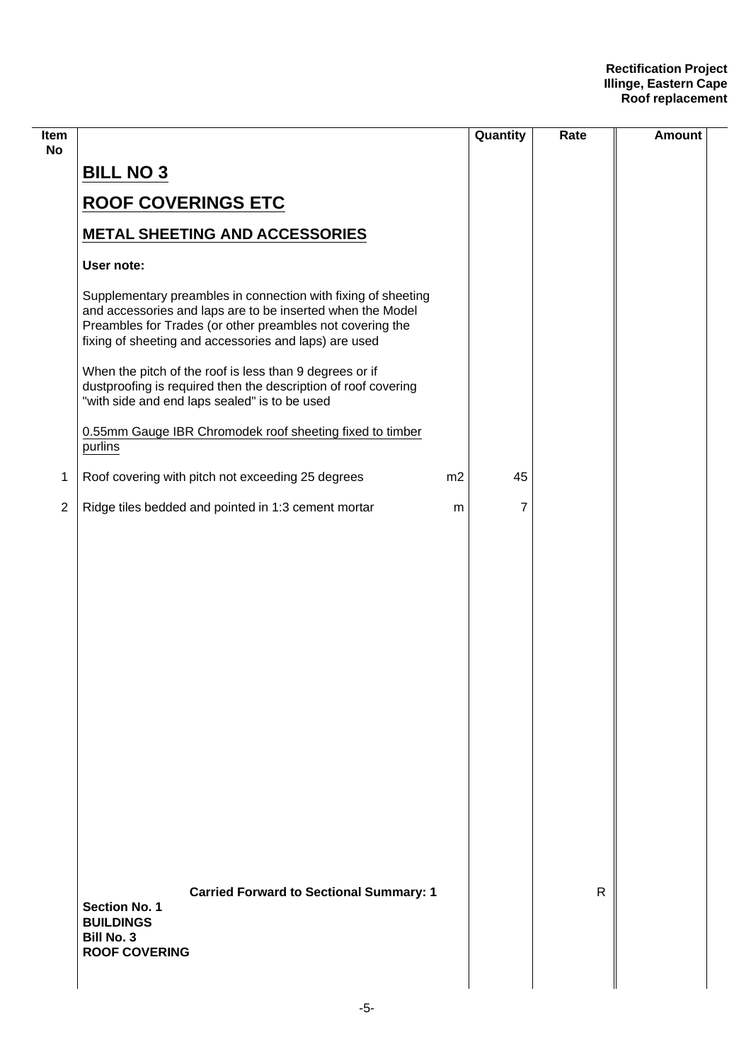| Item No | | Unit | Quantity | Rate | Amount |
|---|---|---|---|---|---|
| | **BILL NO 3** | | | | |
| | **ROOF COVERINGS ETC** | | | | |
| | **METAL SHEETING AND ACCESSORIES** | | | | |
| | **User note:** | | | | |
| | Supplementary preambles in connection with fixing of sheeting and accessories and laps are to be inserted when the Model Preambles for Trades (or other preambles not covering the fixing of sheeting and accessories and laps) are used | | | | |
| | When the pitch of the roof is less than 9 degrees or if dustproofing is required then the description of roof covering "with side and end laps sealed" is to be used | | | | |
| | 0.55mm Gauge IBR Chromodek roof sheeting fixed to timber purlins | | | | |
| 1 | Roof covering with pitch not exceeding 25 degrees | m2 | 45 | | |
| 2 | Ridge tiles bedded and pointed in 1:3 cement mortar | m | 7 | | |
| | **Carried Forward to Sectional Summary: 1** | | | R | |
| | **Section No. 1**<br>**BUILDINGS**<br>**Bill No. 3**<br>**ROOF COVERING** | | | | |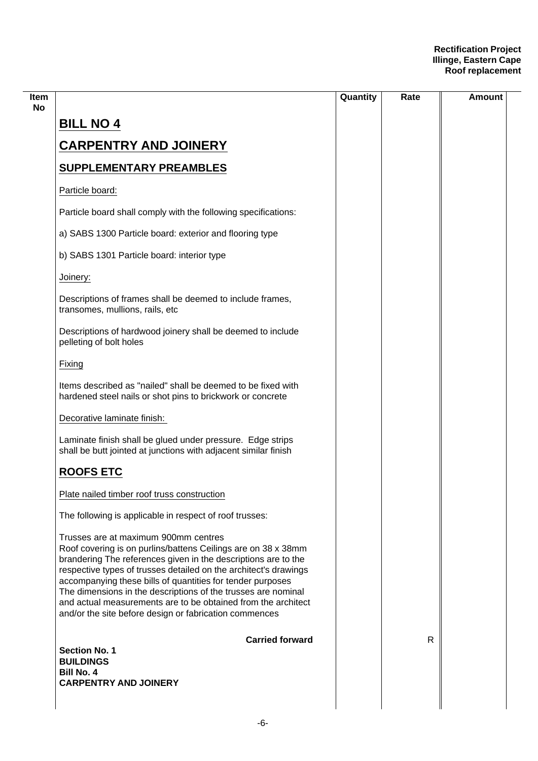| Item No | | Quantity | Rate | Amount |
|---|---|---|---|---|

# BILL NO 4

# CARPENTRY AND JOINERY

## SUPPLEMENTARY PREAMBLES

Particle board:

Particle board shall comply with the following specifications:

a) SABS 1300 Particle board: exterior and flooring type

b) SABS 1301 Particle board: interior type

Joinery:

Descriptions of frames shall be deemed to include frames, transomes, mullions, rails, etc

Descriptions of hardwood joinery shall be deemed to include pelleting of bolt holes

Fixing

Items described as "nailed" shall be deemed to be fixed with hardened steel nails or shot pins to brickwork or concrete

Decorative laminate finish:

Laminate finish shall be glued under pressure. Edge strips shall be butt jointed at junctions with adjacent similar finish

## ROOFS ETC

Plate nailed timber roof truss construction

The following is applicable in respect of roof trusses:

Trusses are at maximum 900mm centres
Roof covering is on purlins/battens Ceilings are on 38 x 38mm brandering The references given in the descriptions are to the respective types of trusses detailed on the architect's drawings accompanying these bills of quantities for tender purposes
The dimensions in the descriptions of the trusses are nominal and actual measurements are to be obtained from the architect and/or the site before design or fabrication commences

**Carried forward** R

**Section No. 1**
**BUILDINGS**
**Bill No. 4**
**CARPENTRY AND JOINERY**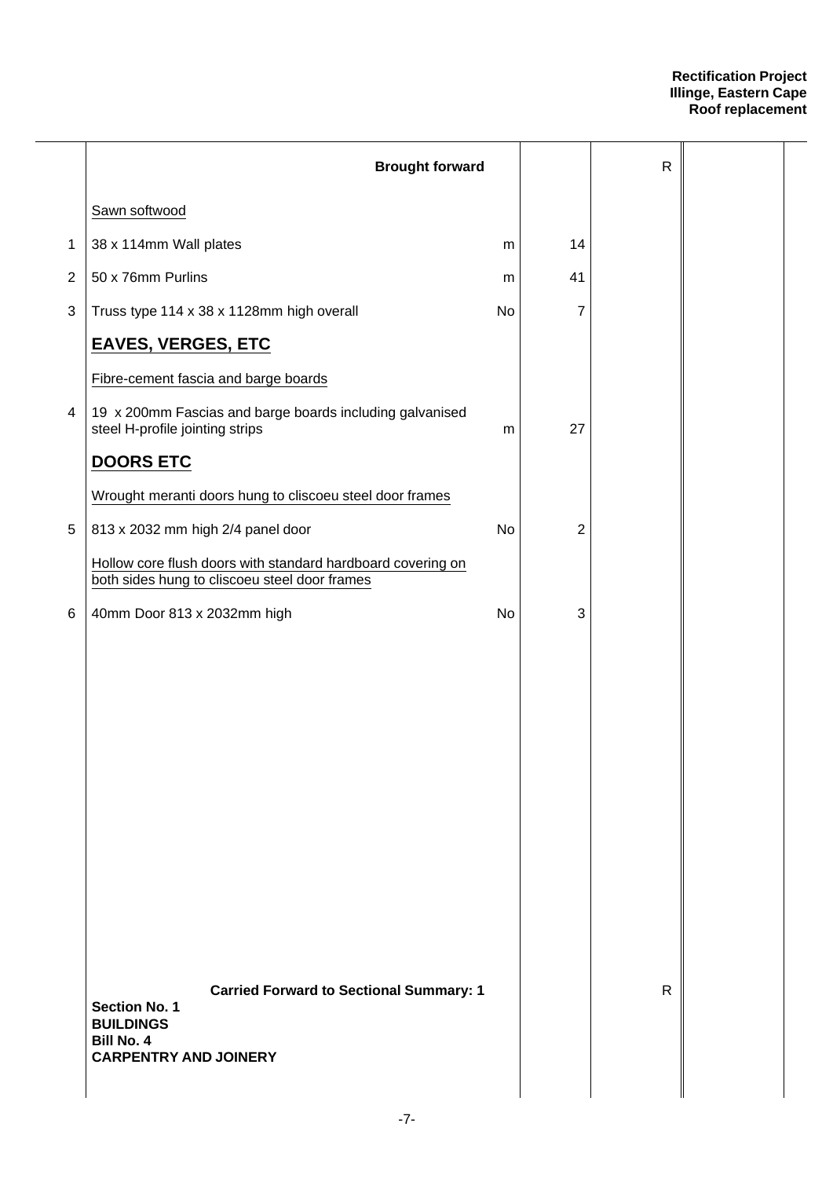| | | Unit | Qty | Rate | Amount |
|---|---|---|---|---|---|
| | **Brought forward** | | | R | |
| | Sawn softwood | | | | |
| 1 | 38 x 114mm Wall plates | m | 14 | | |
| 2 | 50 x 76mm Purlins | m | 41 | | |
| 3 | Truss type 114 x 38 x 1128mm high overall | No | 7 | | |
| | **EAVES, VERGES, ETC** | | | | |
| | Fibre-cement fascia and barge boards | | | | |
| 4 | 19 x 200mm Fascias and barge boards including galvanised steel H-profile jointing strips | m | 27 | | |
| | **DOORS ETC** | | | | |
| | Wrought meranti doors hung to cliscoeu steel door frames | | | | |
| 5 | 813 x 2032 mm high 2/4 panel door | No | 2 | | |
| | Hollow core flush doors with standard hardboard covering on both sides hung to cliscoeu steel door frames | | | | |
| 6 | 40mm Door 813 x 2032mm high | No | 3 | | |
| | **Carried Forward to Sectional Summary: 1** | | | R | |

**Section No. 1**
**BUILDINGS**
**Bill No. 4**
**CARPENTRY AND JOINERY**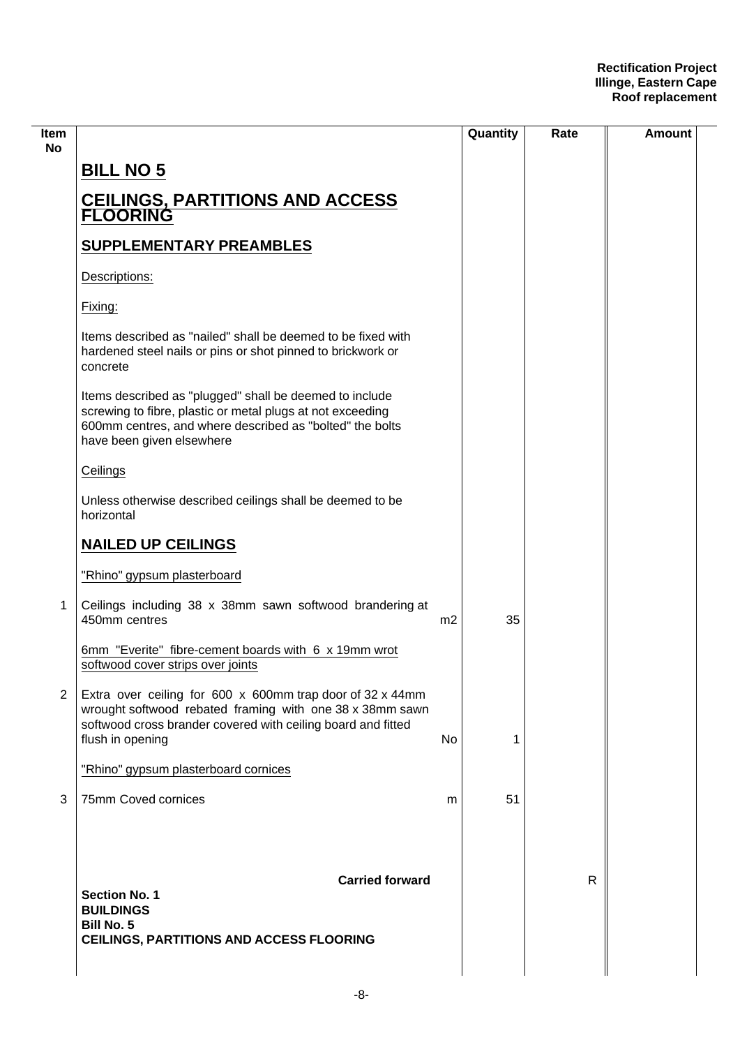| Item No | | | Quantity | Rate | Amount |
|---|---|---|---|---|---|
| | **BILL NO 5** | | | | |
| | **CEILINGS, PARTITIONS AND ACCESS FLOORING** | | | | |
| | **SUPPLEMENTARY PREAMBLES** | | | | |
| | Descriptions: | | | | |
| | Fixing: | | | | |
| | Items described as "nailed" shall be deemed to be fixed with hardened steel nails or pins or shot pinned to brickwork or concrete | | | | |
| | Items described as "plugged" shall be deemed to include screwing to fibre, plastic or metal plugs at not exceeding 600mm centres, and where described as "bolted" the bolts have been given elsewhere | | | | |
| | Ceilings | | | | |
| | Unless otherwise described ceilings shall be deemed to be horizontal | | | | |
| | **NAILED UP CEILINGS** | | | | |
| | "Rhino" gypsum plasterboard | | | | |
| 1 | Ceilings including 38 x 38mm sawn softwood brandering at 450mm centres | m2 | 35 | | |
| | 6mm "Everite" fibre-cement boards with 6 x 19mm wrot softwood cover strips over joints | | | | |
| 2 | Extra over ceiling for 600 x 600mm trap door of 32 x 44mm wrought softwood rebated framing with one 38 x 38mm sawn softwood cross brander covered with ceiling board and fitted flush in opening | No | 1 | | |
| | "Rhino" gypsum plasterboard cornices | | | | |
| 3 | 75mm Coved cornices | m | 51 | | |
| | **Carried forward** | | | R | |
| | **Section No. 1** **BUILDINGS** **Bill No. 5** **CEILINGS, PARTITIONS AND ACCESS FLOORING** | | | | |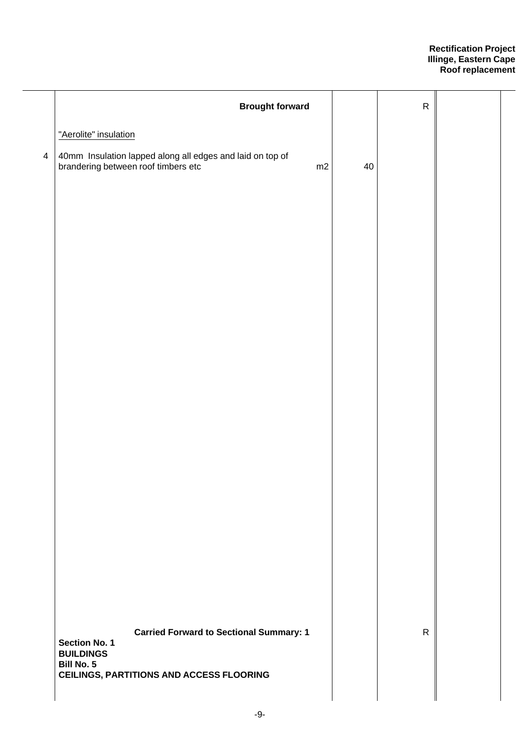| Item | Description | Unit | Qty | Rate | Amount |
|---|---|---|---|---|---|
| | **Brought forward** | | | R | |
| | "Aerolite" insulation | | | | |
| 4 | 40mm Insulation lapped along all edges and laid on top of brandering between roof timbers etc | m2 | 40 | | |
| | **Carried Forward to Sectional Summary: 1** | | | R | |

**Section No. 1**
**BUILDINGS**
**Bill No. 5**
**CEILINGS, PARTITIONS AND ACCESS FLOORING**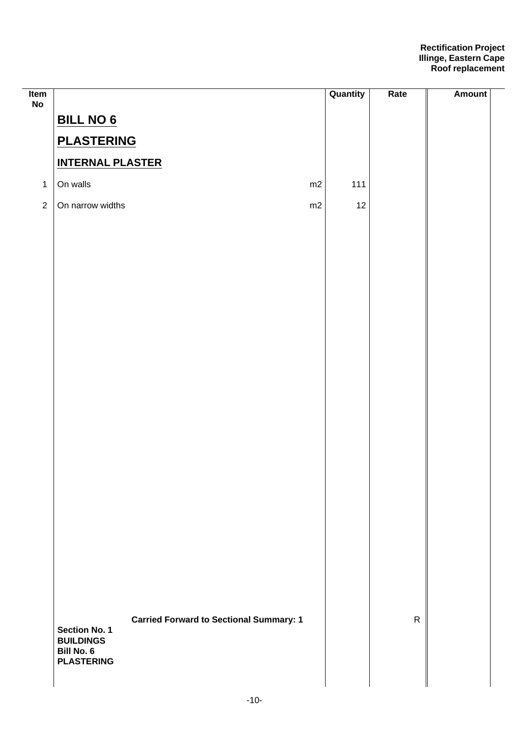| Item No | | | Quantity | Rate | Amount |
|---|---|---|---|---|---|
| | **BILL NO 6** | | | | |
| | **PLASTERING** | | | | |
| | **INTERNAL PLASTER** | | | | |
| 1 | On walls | m2 | 111 | | |
| 2 | On narrow widths | m2 | 12 | | |
| | **Carried Forward to Sectional Summary: 1** | | | R | |
| | **Section No. 1**<br>**BUILDINGS**<br>**Bill No. 6**<br>**PLASTERING** | | | | |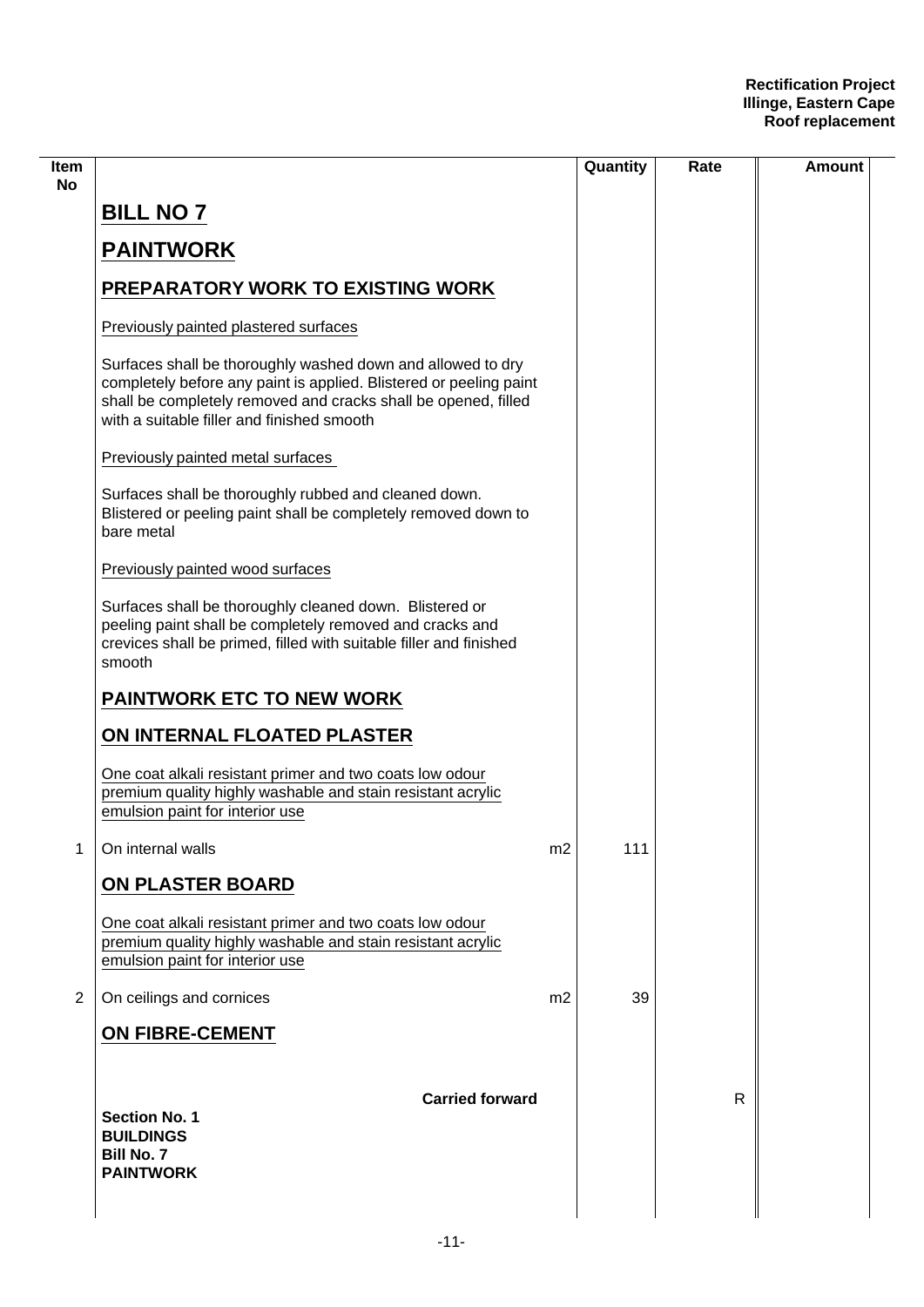**Rectification Project**
**Illinge, Eastern Cape**
**Roof replacement**

| Item No | | | Quantity | Rate | Amount |
|---|---|---|---|---|---|
| | **BILL NO 7** | | | | |
| | **PAINTWORK** | | | | |
| | **PREPARATORY WORK TO EXISTING WORK** | | | | |
| | Previously painted plastered surfaces | | | | |
| | Surfaces shall be thoroughly washed down and allowed to dry completely before any paint is applied. Blistered or peeling paint shall be completely removed and cracks shall be opened, filled with a suitable filler and finished smooth | | | | |
| | Previously painted metal surfaces | | | | |
| | Surfaces shall be thoroughly rubbed and cleaned down. Blistered or peeling paint shall be completely removed down to bare metal | | | | |
| | Previously painted wood surfaces | | | | |
| | Surfaces shall be thoroughly cleaned down. Blistered or peeling paint shall be completely removed and cracks and crevices shall be primed, filled with suitable filler and finished smooth | | | | |
| | **PAINTWORK ETC TO NEW WORK** | | | | |
| | **ON INTERNAL FLOATED PLASTER** | | | | |
| | One coat alkali resistant primer and two coats low odour premium quality highly washable and stain resistant acrylic emulsion paint for interior use | | | | |
| 1 | On internal walls | m2 | 111 | | |
| | **ON PLASTER BOARD** | | | | |
| | One coat alkali resistant primer and two coats low odour premium quality highly washable and stain resistant acrylic emulsion paint for interior use | | | | |
| 2 | On ceilings and cornices | m2 | 39 | | |
| | **ON FIBRE-CEMENT** | | | | |
| | **Carried forward** | | | R | |

**Section No. 1**
**BUILDINGS**
**Bill No. 7**
**PAINTWORK**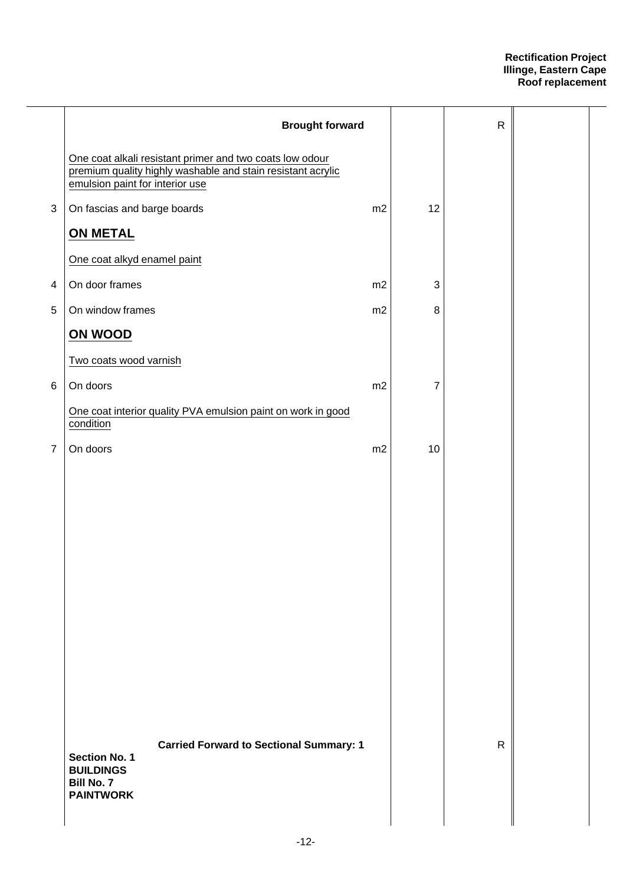**Rectification Project**
**Illinge, Eastern Cape**
**Roof replacement**

| Item | Description | Unit | Qty | Rate | Amount |
|---|---|---|---|---|---|
| | **Brought forward** | | | R | |
| | One coat alkali resistant primer and two coats low odour premium quality highly washable and stain resistant acrylic emulsion paint for interior use | | | | |
| 3 | On fascias and barge boards | m2 | 12 | | |
| | **ON METAL** | | | | |
| | One coat alkyd enamel paint | | | | |
| 4 | On door frames | m2 | 3 | | |
| 5 | On window frames | m2 | 8 | | |
| | **ON WOOD** | | | | |
| | Two coats wood varnish | | | | |
| 6 | On doors | m2 | 7 | | |
| | One coat interior quality PVA emulsion paint on work in good condition | | | | |
| 7 | On doors | m2 | 10 | | |
| | **Carried Forward to Sectional Summary: 1** | | | R | |

**Section No. 1**
**BUILDINGS**
**Bill No. 7**
**PAINTWORK**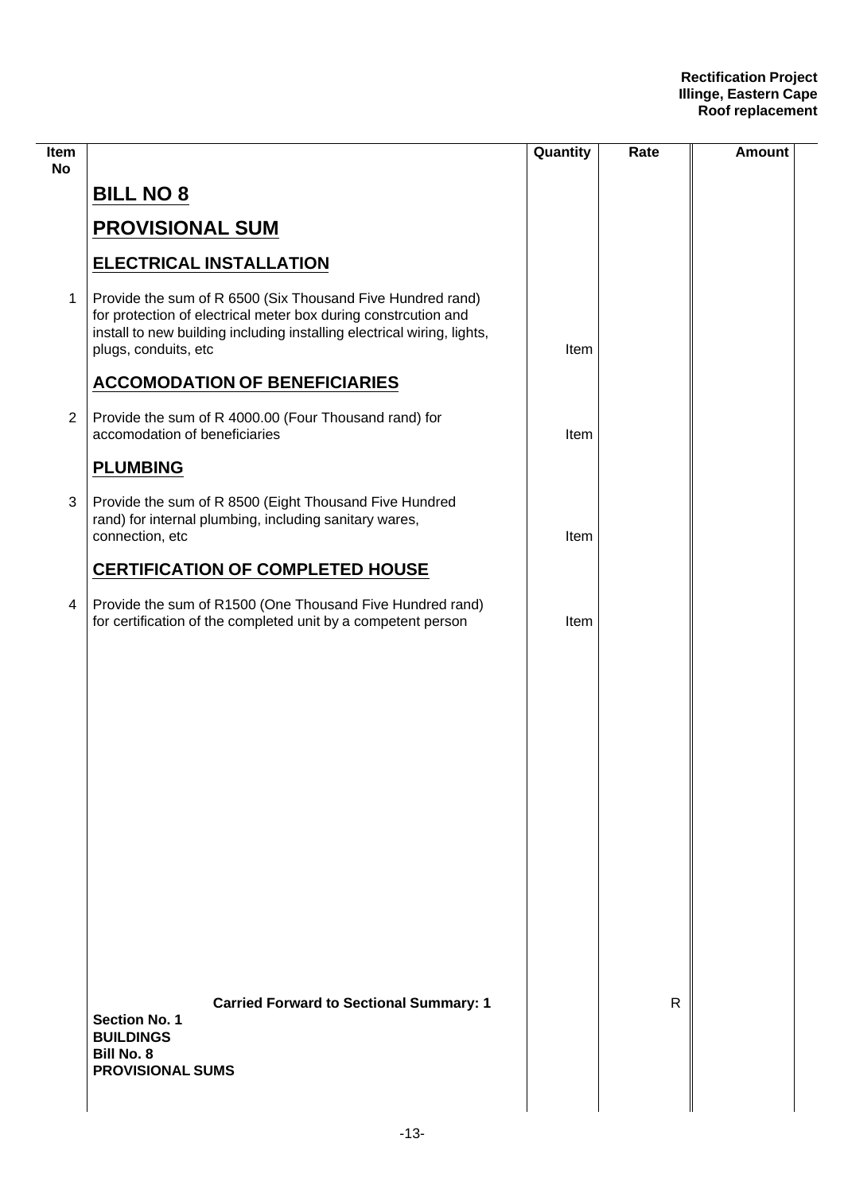| Item No | | Quantity | Rate | Amount |
|---|---|---|---|---|
| | **BILL NO 8** | | | |
| | **PROVISIONAL SUM** | | | |
| | **ELECTRICAL INSTALLATION** | | | |
| 1 | Provide the sum of R 6500 (Six Thousand Five Hundred rand) for protection of electrical meter box during constrcution and install to new building including installing electrical wiring, lights, plugs, conduits, etc | Item | | |
| | **ACCOMODATION OF BENEFICIARIES** | | | |
| 2 | Provide the sum of R 4000.00 (Four Thousand rand) for accomodation of beneficiaries | Item | | |
| | **PLUMBING** | | | |
| 3 | Provide the sum of R 8500 (Eight Thousand Five Hundred rand) for internal plumbing, including sanitary wares, connection, etc | Item | | |
| | **CERTIFICATION OF COMPLETED HOUSE** | | | |
| 4 | Provide the sum of R1500 (One Thousand Five Hundred rand) for certification of the completed unit by a competent person | Item | | |
| | **Carried Forward to Sectional Summary: 1** | | R | |
| | **Section No. 1**<br>**BUILDINGS**<br>**Bill No. 8**<br>**PROVISIONAL SUMS** | | | |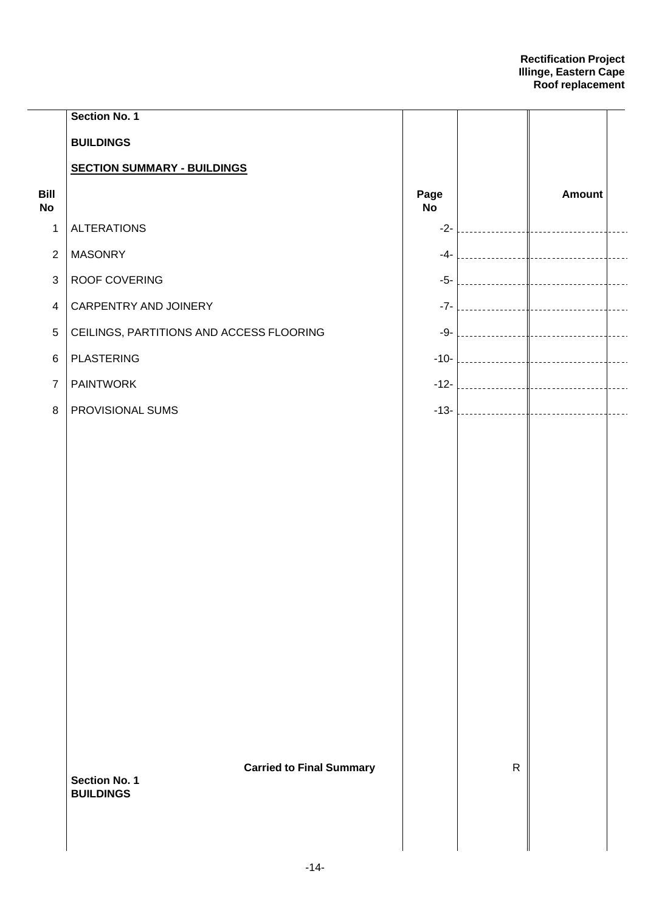**Section No. 1**

**BUILDINGS**

**SECTION SUMMARY - BUILDINGS**

| Bill No | | Page No | | Amount |
|---|---|---|---|---|
| 1 | ALTERATIONS | -2- | | |
| 2 | MASONRY | -4- | | |
| 3 | ROOF COVERING | -5- | | |
| 4 | CARPENTRY AND JOINERY | -7- | | |
| 5 | CEILINGS, PARTITIONS AND ACCESS FLOORING | -9- | | |
| 6 | PLASTERING | -10- | | |
| 7 | PAINTWORK | -12- | | |
| 8 | PROVISIONAL SUMS | -13- | | |
| | **Carried to Final Summary** | | R | |

**Section No. 1**
**BUILDINGS**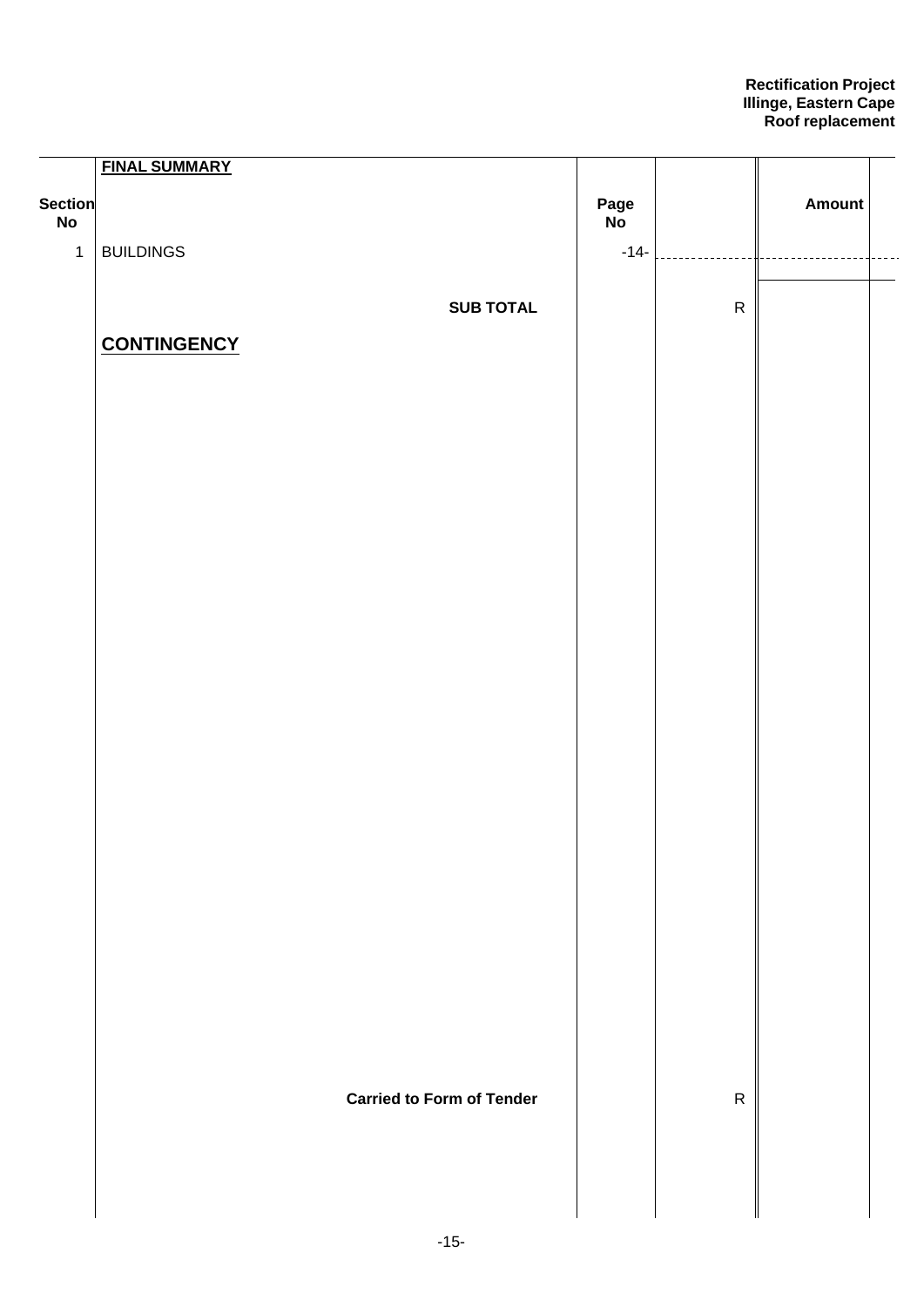| | FINAL SUMMARY | | | |
|---|---|---|---|---|
| **Section No** | | **Page No** | | **Amount** |
| 1 | BUILDINGS | -14- | | |
| | **SUB TOTAL** | | R | |
| | **CONTINGENCY** | | | |
| | **Carried to Form of Tender** | | R | |